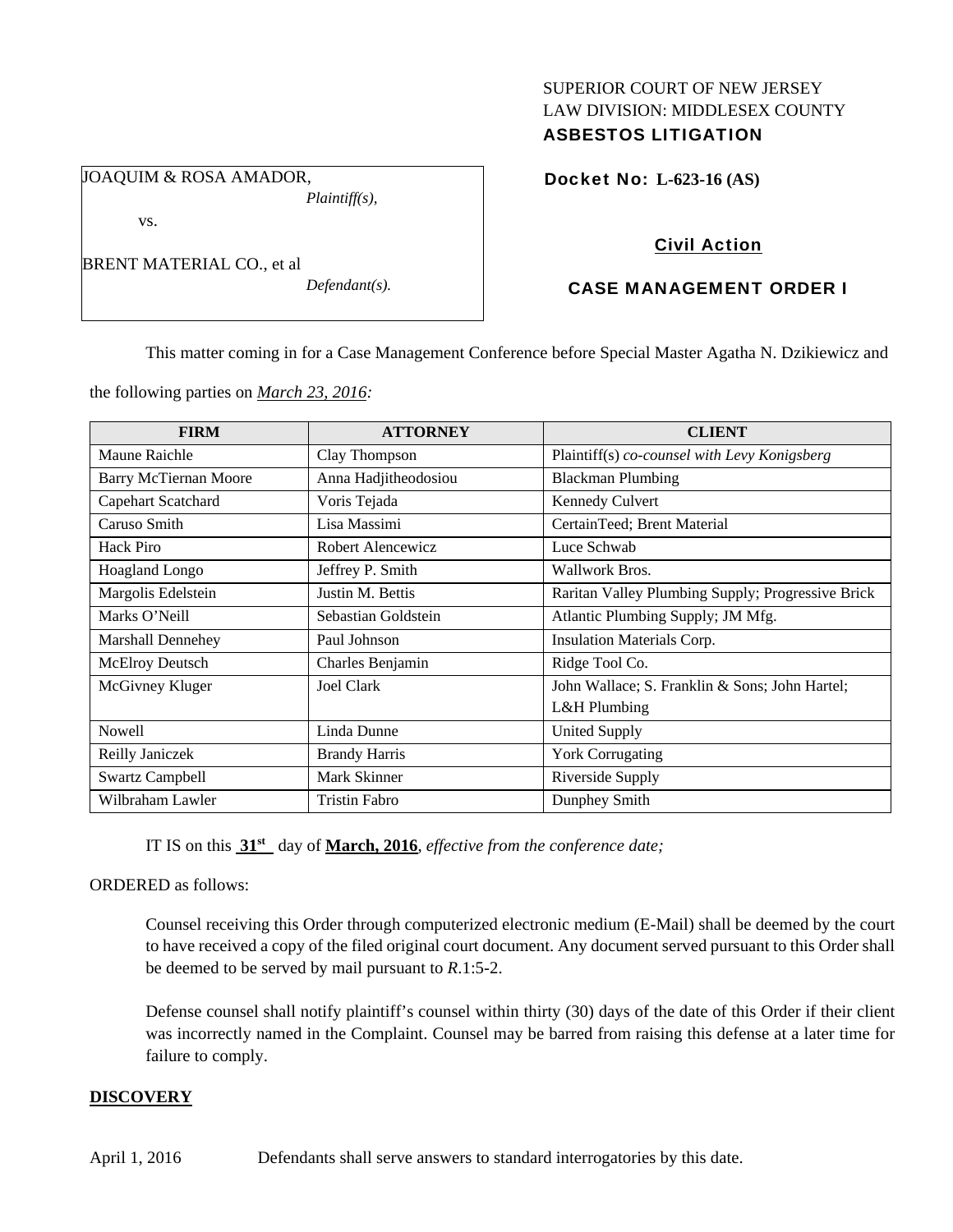SUPERIOR COURT OF NEW JERSEY
LAW DIVISION: MIDDLESEX COUNTY
**ASBESTOS LITIGATION**

JOAQUIM & ROSA AMADOR,
*Plaintiff(s),*

vs.

BRENT MATERIAL CO., et al
*Defendant(s).*

**Docket No: L-623-16 (AS)**

**Civil Action**

**CASE MANAGEMENT ORDER I**

This matter coming in for a Case Management Conference before Special Master Agatha N. Dzikiewicz and the following parties on ***March 23, 2016***:

| FIRM | ATTORNEY | CLIENT |
|---|---|---|
| Maune Raichle | Clay Thompson | Plaintiff(s) *co-counsel with Levy Konigsberg* |
| Barry McTiernan Moore | Anna Hadjitheodosiou | Blackman Plumbing |
| Capehart Scatchard | Voris Tejada | Kennedy Culvert |
| Caruso Smith | Lisa Massimi | CertainTeed; Brent Material |
| Hack Piro | Robert Alencewicz | Luce Schwab |
| Hoagland Longo | Jeffrey P. Smith | Wallwork Bros. |
| Margolis Edelstein | Justin M. Bettis | Raritan Valley Plumbing Supply; Progressive Brick |
| Marks O'Neill | Sebastian Goldstein | Atlantic Plumbing Supply; JM Mfg. |
| Marshall Dennehey | Paul Johnson | Insulation Materials Corp. |
| McElroy Deutsch | Charles Benjamin | Ridge Tool Co. |
| McGivney Kluger | Joel Clark | John Wallace; S. Franklin & Sons; John Hartel; L&H Plumbing |
| Nowell | Linda Dunne | United Supply |
| Reilly Janiczek | Brandy Harris | York Corrugating |
| Swartz Campbell | Mark Skinner | Riverside Supply |
| Wilbraham Lawler | Tristin Fabro | Dunphey Smith |

IT IS on this **31st** day of **March, 2016**, *effective from the conference date;*

ORDERED as follows:

Counsel receiving this Order through computerized electronic medium (E-Mail) shall be deemed by the court to have received a copy of the filed original court document. Any document served pursuant to this Order shall be deemed to be served by mail pursuant to *R*.1:5-2.

Defense counsel shall notify plaintiff's counsel within thirty (30) days of the date of this Order if their client was incorrectly named in the Complaint. Counsel may be barred from raising this defense at a later time for failure to comply.

**DISCOVERY**

April 1, 2016 Defendants shall serve answers to standard interrogatories by this date.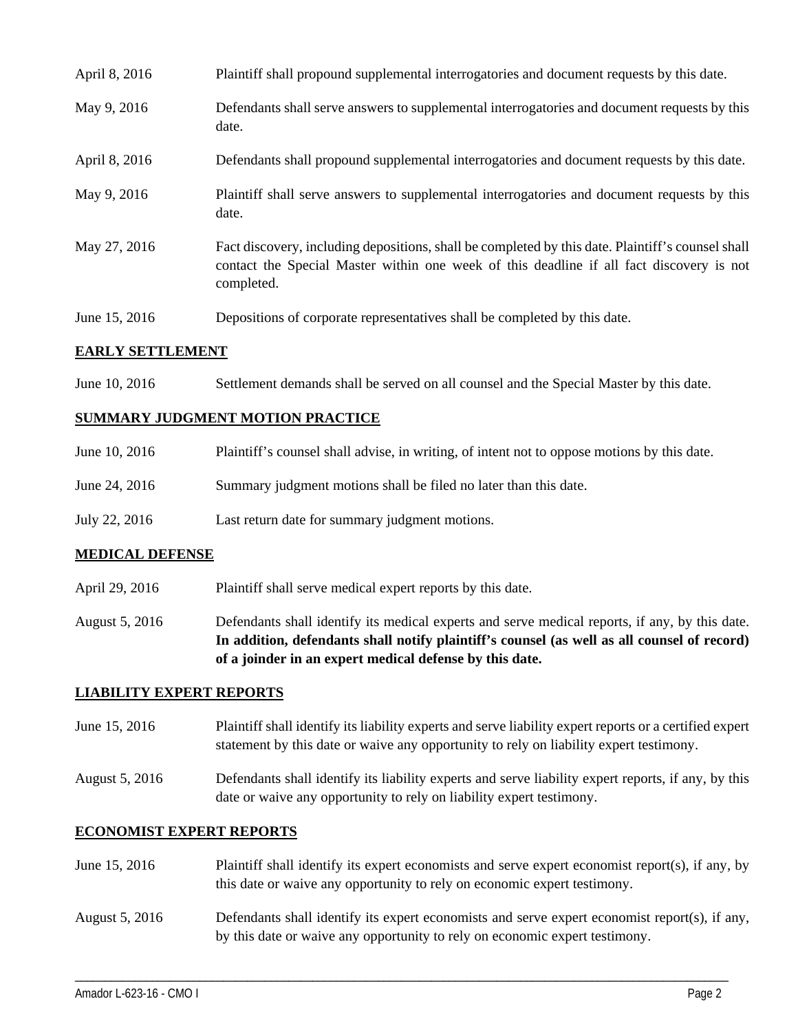| | |
|---|---|
| April 8, 2016 | Plaintiff shall propound supplemental interrogatories and document requests by this date. |
| May 9, 2016 | Defendants shall serve answers to supplemental interrogatories and document requests by this date. |
| April 8, 2016 | Defendants shall propound supplemental interrogatories and document requests by this date. |
| May 9, 2016 | Plaintiff shall serve answers to supplemental interrogatories and document requests by this date. |
| May 27, 2016 | Fact discovery, including depositions, shall be completed by this date. Plaintiff's counsel shall contact the Special Master within one week of this deadline if all fact discovery is not completed. |
| June 15, 2016 | Depositions of corporate representatives shall be completed by this date. |

**EARLY SETTLEMENT**

| | |
|---|---|
| June 10, 2016 | Settlement demands shall be served on all counsel and the Special Master by this date. |

**SUMMARY JUDGMENT MOTION PRACTICE**

| | |
|---|---|
| June 10, 2016 | Plaintiff's counsel shall advise, in writing, of intent not to oppose motions by this date. |
| June 24, 2016 | Summary judgment motions shall be filed no later than this date. |
| July 22, 2016 | Last return date for summary judgment motions. |

**MEDICAL DEFENSE**

| | |
|---|---|
| April 29, 2016 | Plaintiff shall serve medical expert reports by this date. |
| August 5, 2016 | Defendants shall identify its medical experts and serve medical reports, if any, by this date. **In addition, defendants shall notify plaintiff's counsel (as well as all counsel of record) of a joinder in an expert medical defense by this date.** |

**LIABILITY EXPERT REPORTS**

| | |
|---|---|
| June 15, 2016 | Plaintiff shall identify its liability experts and serve liability expert reports or a certified expert statement by this date or waive any opportunity to rely on liability expert testimony. |
| August 5, 2016 | Defendants shall identify its liability experts and serve liability expert reports, if any, by this date or waive any opportunity to rely on liability expert testimony. |

**ECONOMIST EXPERT REPORTS**

| | |
|---|---|
| June 15, 2016 | Plaintiff shall identify its expert economists and serve expert economist report(s), if any, by this date or waive any opportunity to rely on economic expert testimony. |
| August 5, 2016 | Defendants shall identify its expert economists and serve expert economist report(s), if any, by this date or waive any opportunity to rely on economic expert testimony. |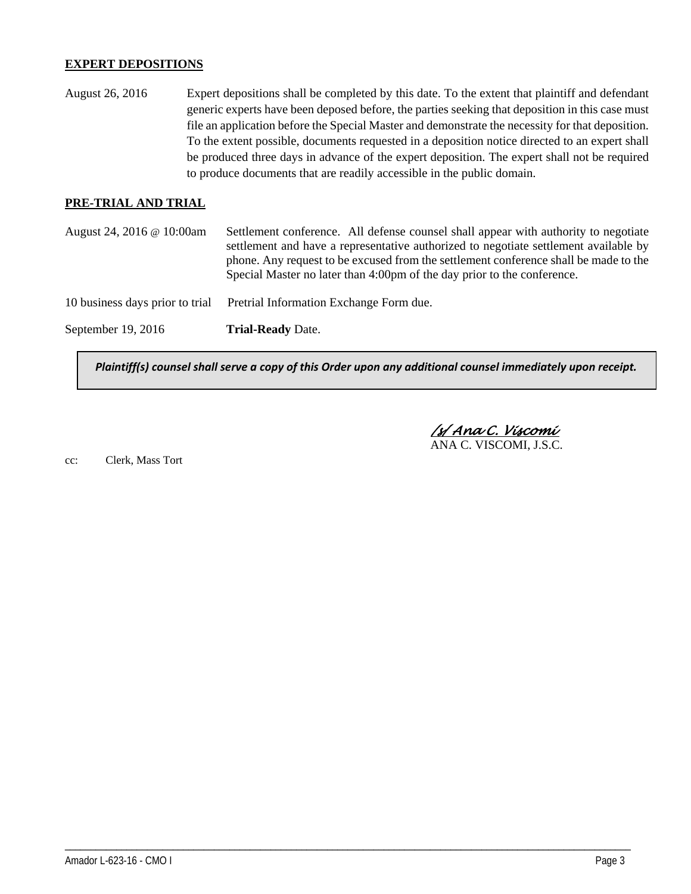**EXPERT DEPOSITIONS**

| | |
|---|---|
| August 26, 2016 | Expert depositions shall be completed by this date. To the extent that plaintiff and defendant generic experts have been deposed before, the parties seeking that deposition in this case must file an application before the Special Master and demonstrate the necessity for that deposition. To the extent possible, documents requested in a deposition notice directed to an expert shall be produced three days in advance of the expert deposition. The expert shall not be required to produce documents that are readily accessible in the public domain. |

**PRE-TRIAL AND TRIAL**

| | |
|---|---|
| August 24, 2016 @ 10:00am | Settlement conference. All defense counsel shall appear with authority to negotiate settlement and have a representative authorized to negotiate settlement available by phone. Any request to be excused from the settlement conference shall be made to the Special Master no later than 4:00pm of the day prior to the conference. |
| 10 business days prior to trial | Pretrial Information Exchange Form due. |
| September 19, 2016 | **Trial-Ready** Date. |

***Plaintiff(s) counsel shall serve a copy of this Order upon any additional counsel immediately upon receipt.***

/s/ Ana C. Viscomi
ANA C. VISCOMI, J.S.C.

cc: Clerk, Mass Tort